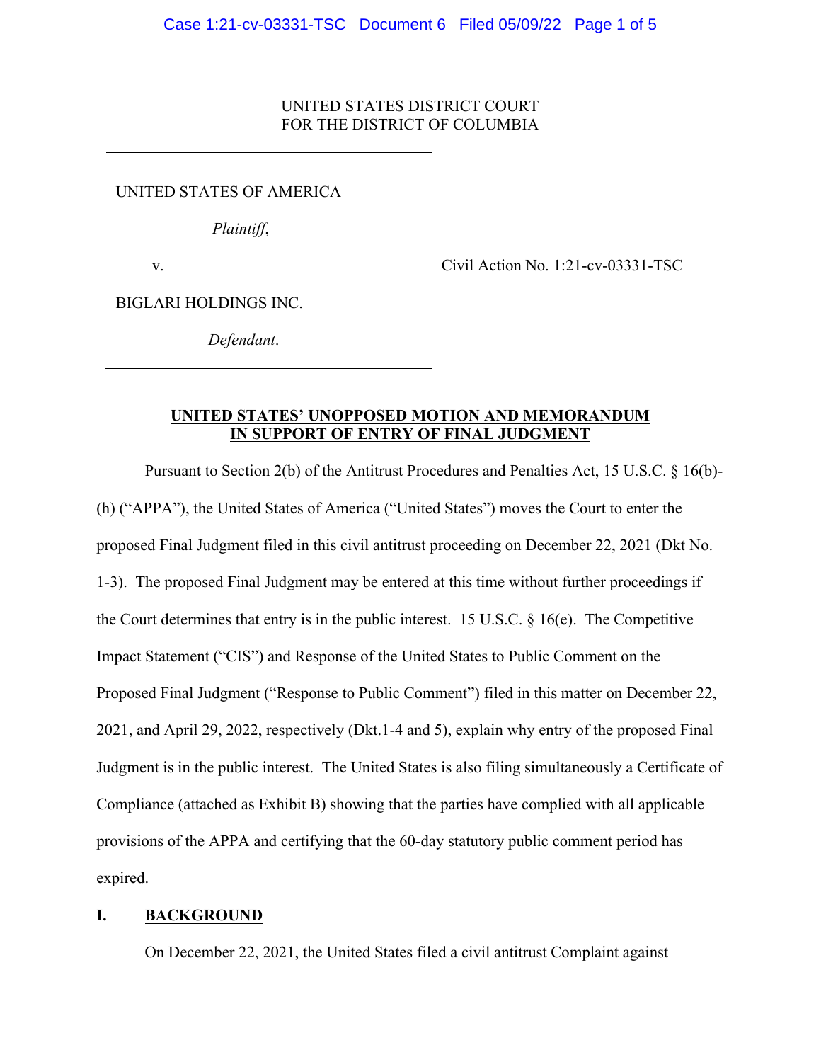UNITED STATES DISTRICT COURT
FOR THE DISTRICT OF COLUMBIA

| | |
|---|---|
| UNITED STATES OF AMERICA<br><br>*Plaintiff*,<br><br>v.<br><br>BIGLARI HOLDINGS INC.<br><br>*Defendant*. | Civil Action No. 1:21-cv-03331-TSC |

**UNITED STATES' UNOPPOSED MOTION AND MEMORANDUM IN SUPPORT OF ENTRY OF FINAL JUDGMENT**

Pursuant to Section 2(b) of the Antitrust Procedures and Penalties Act, 15 U.S.C. § 16(b)-(h) ("APPA"), the United States of America ("United States") moves the Court to enter the proposed Final Judgment filed in this civil antitrust proceeding on December 22, 2021 (Dkt No. 1-3). The proposed Final Judgment may be entered at this time without further proceedings if the Court determines that entry is in the public interest. 15 U.S.C. § 16(e). The Competitive Impact Statement ("CIS") and Response of the United States to Public Comment on the Proposed Final Judgment ("Response to Public Comment") filed in this matter on December 22, 2021, and April 29, 2022, respectively (Dkt.1-4 and 5), explain why entry of the proposed Final Judgment is in the public interest. The United States is also filing simultaneously a Certificate of Compliance (attached as Exhibit B) showing that the parties have complied with all applicable provisions of the APPA and certifying that the 60-day statutory public comment period has expired.

## I. BACKGROUND

On December 22, 2021, the United States filed a civil antitrust Complaint against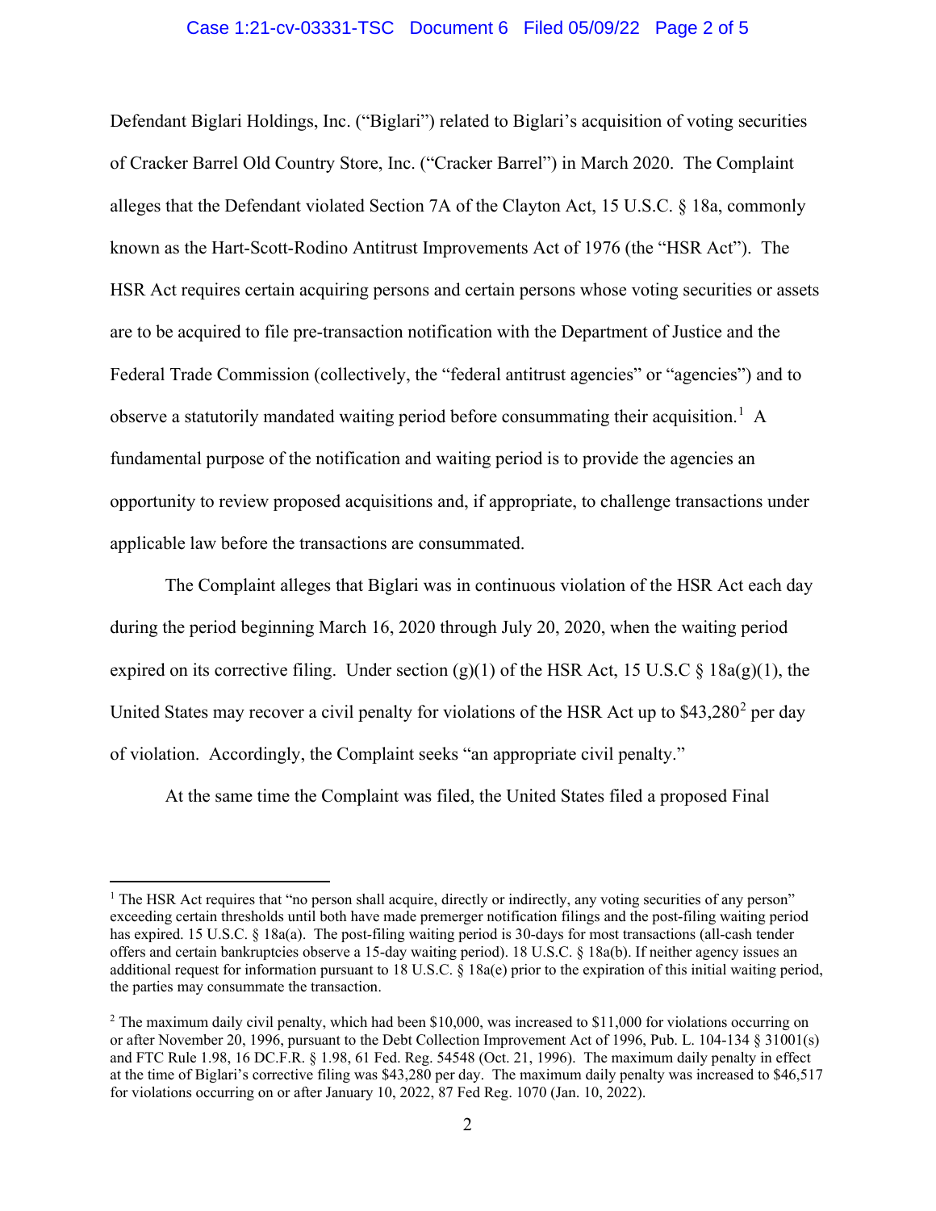Defendant Biglari Holdings, Inc. ("Biglari") related to Biglari's acquisition of voting securities of Cracker Barrel Old Country Store, Inc. ("Cracker Barrel") in March 2020. The Complaint alleges that the Defendant violated Section 7A of the Clayton Act, 15 U.S.C. § 18a, commonly known as the Hart-Scott-Rodino Antitrust Improvements Act of 1976 (the "HSR Act"). The HSR Act requires certain acquiring persons and certain persons whose voting securities or assets are to be acquired to file pre-transaction notification with the Department of Justice and the Federal Trade Commission (collectively, the "federal antitrust agencies" or "agencies") and to observe a statutorily mandated waiting period before consummating their acquisition.[1] A fundamental purpose of the notification and waiting period is to provide the agencies an opportunity to review proposed acquisitions and, if appropriate, to challenge transactions under applicable law before the transactions are consummated.

The Complaint alleges that Biglari was in continuous violation of the HSR Act each day during the period beginning March 16, 2020 through July 20, 2020, when the waiting period expired on its corrective filing. Under section (g)(1) of the HSR Act, 15 U.S.C § 18a(g)(1), the United States may recover a civil penalty for violations of the HSR Act up to $43,280[2] per day of violation. Accordingly, the Complaint seeks "an appropriate civil penalty."

At the same time the Complaint was filed, the United States filed a proposed Final

---

[1] The HSR Act requires that "no person shall acquire, directly or indirectly, any voting securities of any person" exceeding certain thresholds until both have made premerger notification filings and the post-filing waiting period has expired. 15 U.S.C. § 18a(a). The post-filing waiting period is 30-days for most transactions (all-cash tender offers and certain bankruptcies observe a 15-day waiting period). 18 U.S.C. § 18a(b). If neither agency issues an additional request for information pursuant to 18 U.S.C. § 18a(e) prior to the expiration of this initial waiting period, the parties may consummate the transaction.

[2] The maximum daily civil penalty, which had been $10,000, was increased to $11,000 for violations occurring on or after November 20, 1996, pursuant to the Debt Collection Improvement Act of 1996, Pub. L. 104-134 § 31001(s) and FTC Rule 1.98, 16 DC.F.R. § 1.98, 61 Fed. Reg. 54548 (Oct. 21, 1996). The maximum daily penalty in effect at the time of Biglari's corrective filing was $43,280 per day. The maximum daily penalty was increased to $46,517 for violations occurring on or after January 10, 2022, 87 Fed Reg. 1070 (Jan. 10, 2022).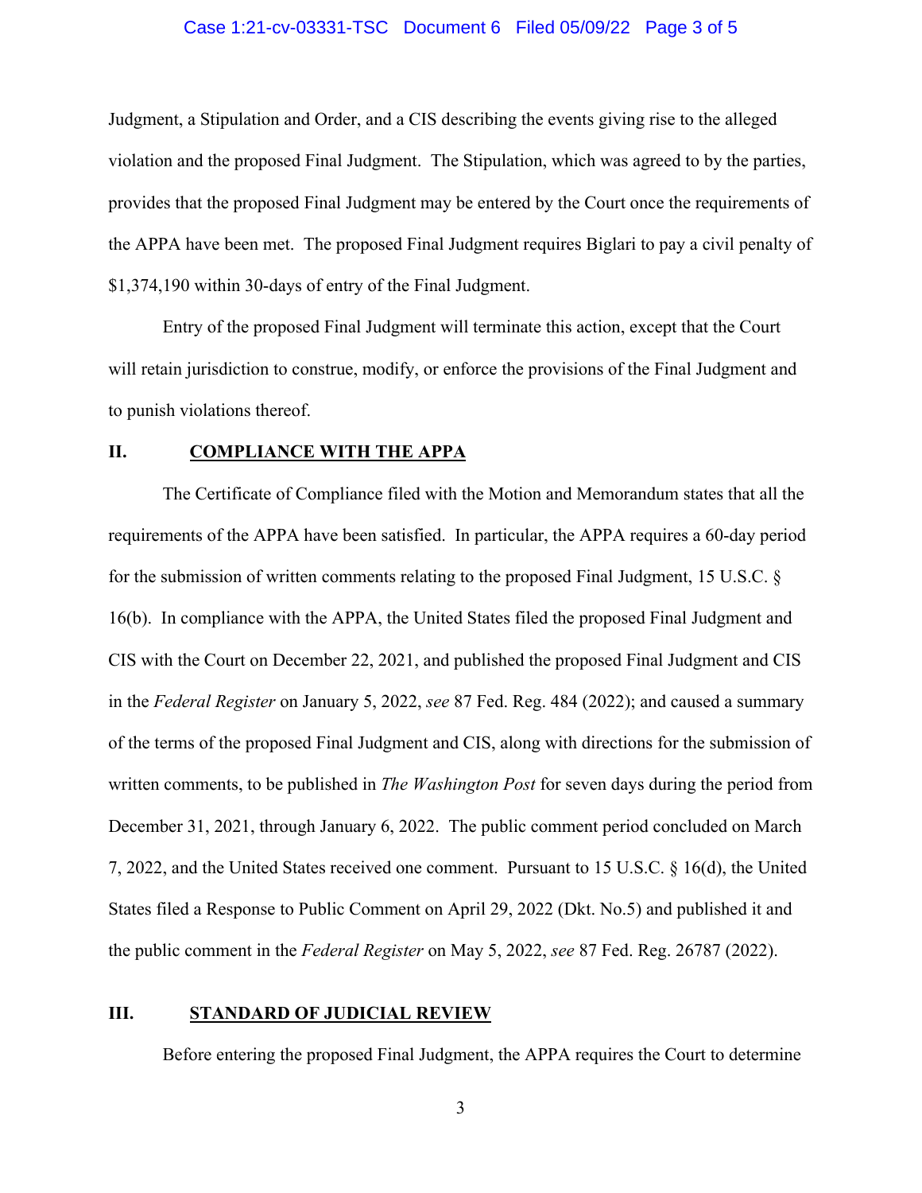Judgment, a Stipulation and Order, and a CIS describing the events giving rise to the alleged violation and the proposed Final Judgment. The Stipulation, which was agreed to by the parties, provides that the proposed Final Judgment may be entered by the Court once the requirements of the APPA have been met. The proposed Final Judgment requires Biglari to pay a civil penalty of $1,374,190 within 30-days of entry of the Final Judgment.

Entry of the proposed Final Judgment will terminate this action, except that the Court will retain jurisdiction to construe, modify, or enforce the provisions of the Final Judgment and to punish violations thereof.

## II. COMPLIANCE WITH THE APPA

The Certificate of Compliance filed with the Motion and Memorandum states that all the requirements of the APPA have been satisfied. In particular, the APPA requires a 60-day period for the submission of written comments relating to the proposed Final Judgment, 15 U.S.C. § 16(b). In compliance with the APPA, the United States filed the proposed Final Judgment and CIS with the Court on December 22, 2021, and published the proposed Final Judgment and CIS in the *Federal Register* on January 5, 2022, *see* 87 Fed. Reg. 484 (2022); and caused a summary of the terms of the proposed Final Judgment and CIS, along with directions for the submission of written comments, to be published in *The Washington Post* for seven days during the period from December 31, 2021, through January 6, 2022. The public comment period concluded on March 7, 2022, and the United States received one comment. Pursuant to 15 U.S.C. § 16(d), the United States filed a Response to Public Comment on April 29, 2022 (Dkt. No.5) and published it and the public comment in the *Federal Register* on May 5, 2022, *see* 87 Fed. Reg. 26787 (2022).

## III. STANDARD OF JUDICIAL REVIEW

Before entering the proposed Final Judgment, the APPA requires the Court to determine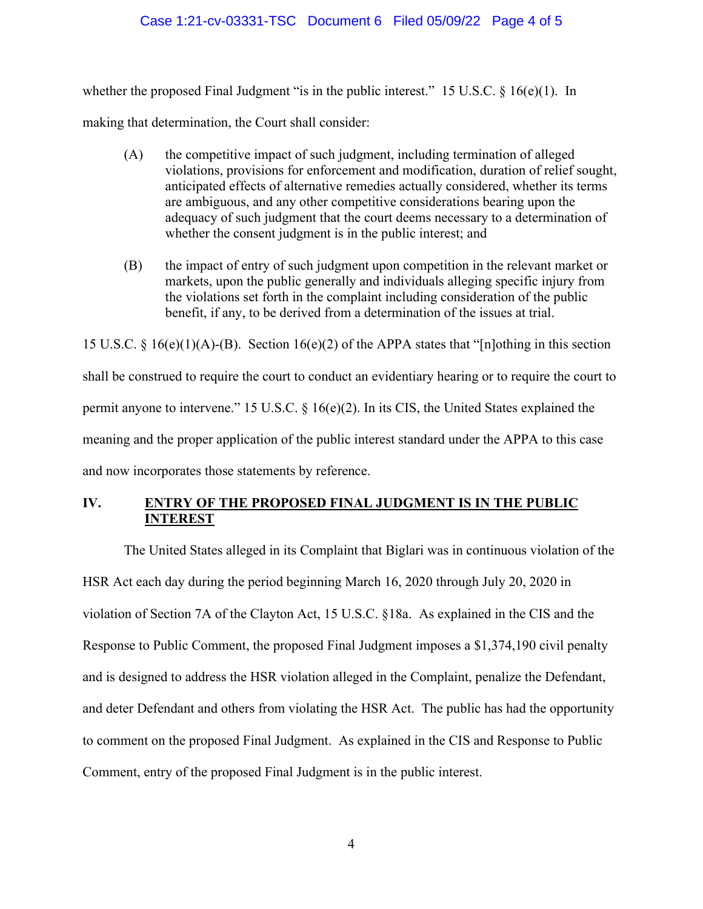whether the proposed Final Judgment "is in the public interest." 15 U.S.C. § 16(e)(1). In making that determination, the Court shall consider:

> (A) the competitive impact of such judgment, including termination of alleged violations, provisions for enforcement and modification, duration of relief sought, anticipated effects of alternative remedies actually considered, whether its terms are ambiguous, and any other competitive considerations bearing upon the adequacy of such judgment that the court deems necessary to a determination of whether the consent judgment is in the public interest; and
>
> (B) the impact of entry of such judgment upon competition in the relevant market or markets, upon the public generally and individuals alleging specific injury from the violations set forth in the complaint including consideration of the public benefit, if any, to be derived from a determination of the issues at trial.

15 U.S.C. § 16(e)(1)(A)-(B). Section 16(e)(2) of the APPA states that "[n]othing in this section shall be construed to require the court to conduct an evidentiary hearing or to require the court to permit anyone to intervene." 15 U.S.C. § 16(e)(2). In its CIS, the United States explained the meaning and the proper application of the public interest standard under the APPA to this case and now incorporates those statements by reference.

## IV. ENTRY OF THE PROPOSED FINAL JUDGMENT IS IN THE PUBLIC INTEREST

The United States alleged in its Complaint that Biglari was in continuous violation of the HSR Act each day during the period beginning March 16, 2020 through July 20, 2020 in violation of Section 7A of the Clayton Act, 15 U.S.C. §18a. As explained in the CIS and the Response to Public Comment, the proposed Final Judgment imposes a $1,374,190 civil penalty and is designed to address the HSR violation alleged in the Complaint, penalize the Defendant, and deter Defendant and others from violating the HSR Act. The public has had the opportunity to comment on the proposed Final Judgment. As explained in the CIS and Response to Public Comment, entry of the proposed Final Judgment is in the public interest.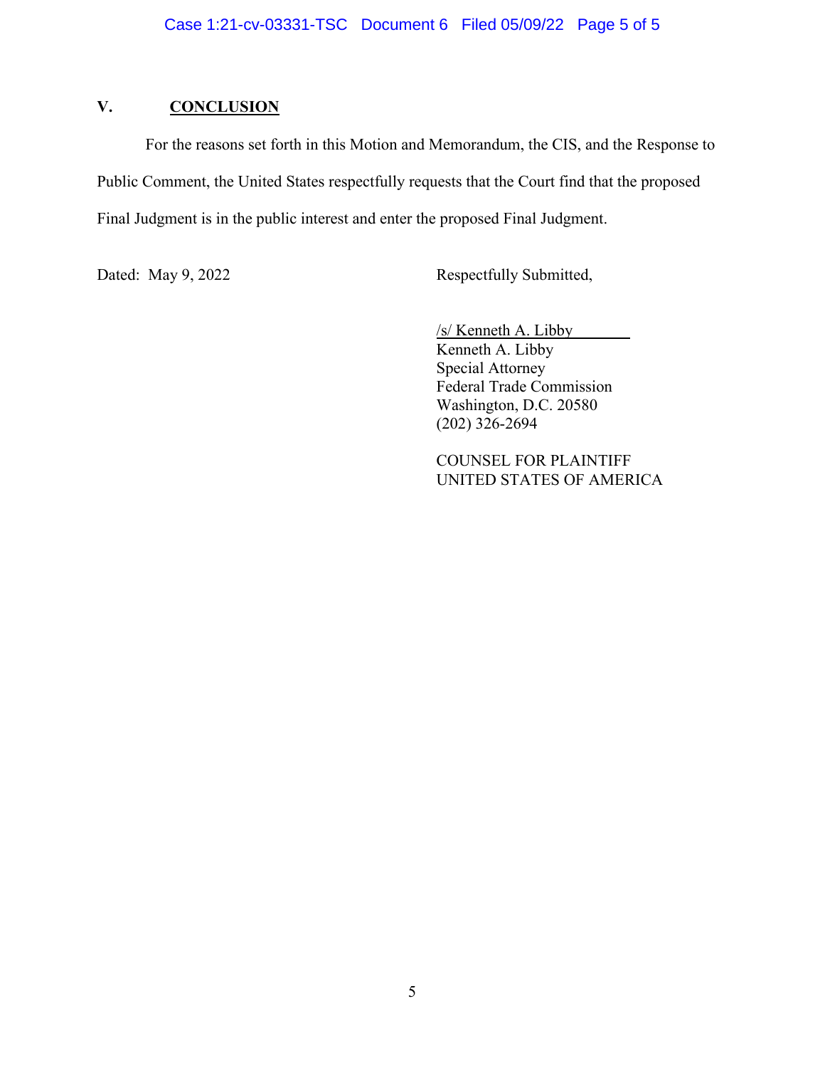## V. CONCLUSION

For the reasons set forth in this Motion and Memorandum, the CIS, and the Response to Public Comment, the United States respectfully requests that the Court find that the proposed Final Judgment is in the public interest and enter the proposed Final Judgment.

Dated: May 9, 2022

Respectfully Submitted,

/s/ Kenneth A. Libby
Kenneth A. Libby
Special Attorney
Federal Trade Commission
Washington, D.C. 20580
(202) 326-2694

COUNSEL FOR PLAINTIFF
UNITED STATES OF AMERICA